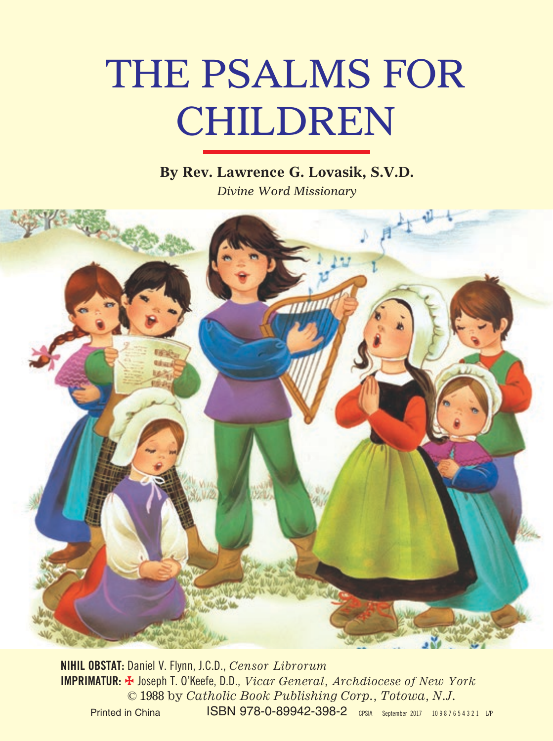# THE PSALMS FOR CHILDREN

**By Rev. Lawrence G. Lovasik, S.V.D.**

*Divine Word Missionary*

**NIHIL OBSTAT:** Daniel V. Flynn, J.C.D., *Censor Librorum*

**IMPRIMATUR:** ✠ Joseph T. O'Keefe, D.D., *Vicar General, Archdiocese of New York*

© 1988 by *Catholic Book Publishing Corp., Totowa, N.J.*

Printed in China ISBN 978-0-89942-398-2 CPSIA September 2017 10 9 8 7 6 5 4 3 2 1 L/P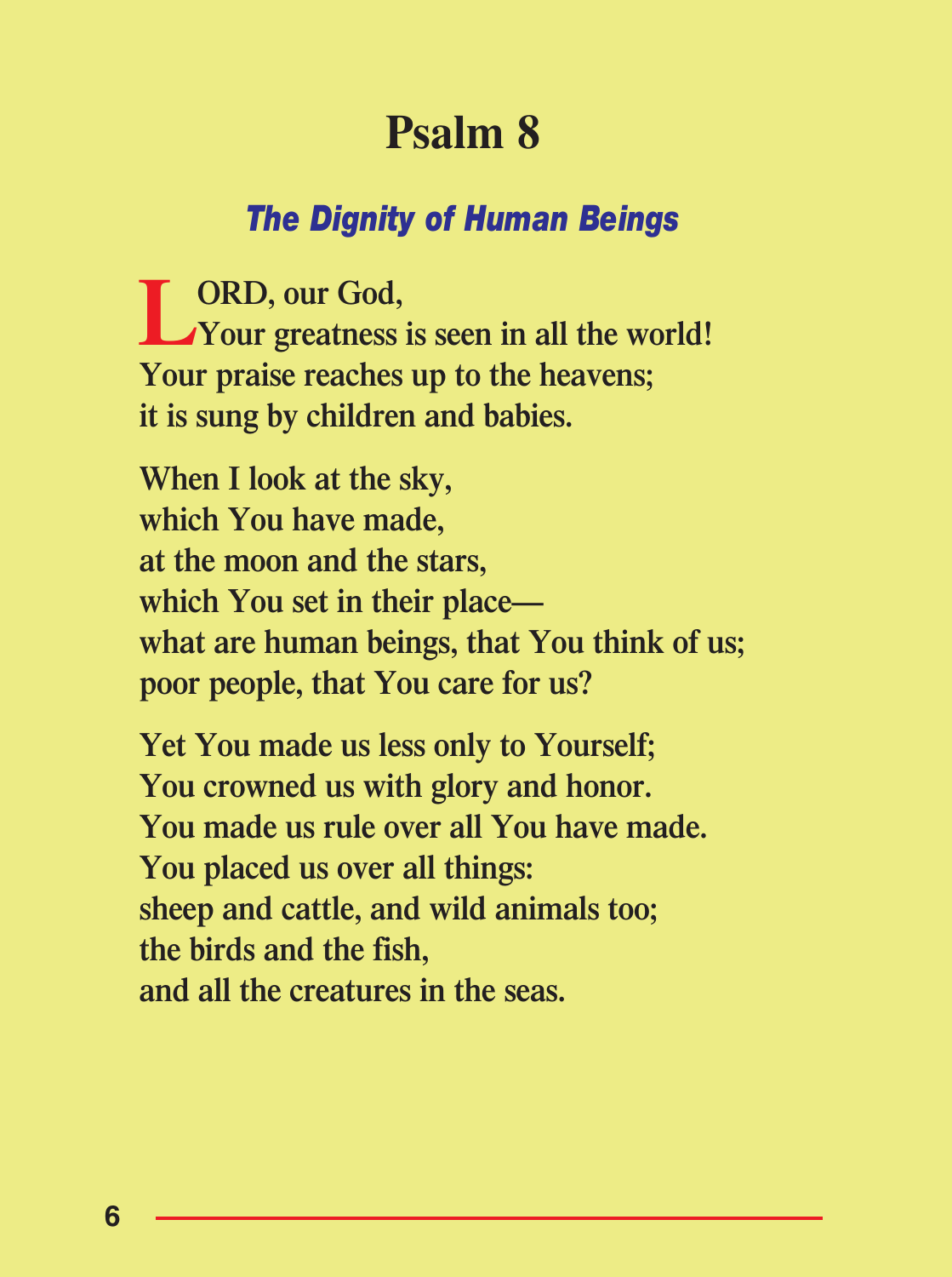# Psalm 8

### *The Dignity of Human Beings*

LORD, our God,
Your greatness is seen in all the world!
Your praise reaches up to the heavens;
it is sung by children and babies.

When I look at the sky,
which You have made,
at the moon and the stars,
which You set in their place—
what are human beings, that You think of us;
poor people, that You care for us?

Yet You made us less only to Yourself;
You crowned us with glory and honor.
You made us rule over all You have made.
You placed us over all things:
sheep and cattle, and wild animals too;
the birds and the fish,
and all the creatures in the seas.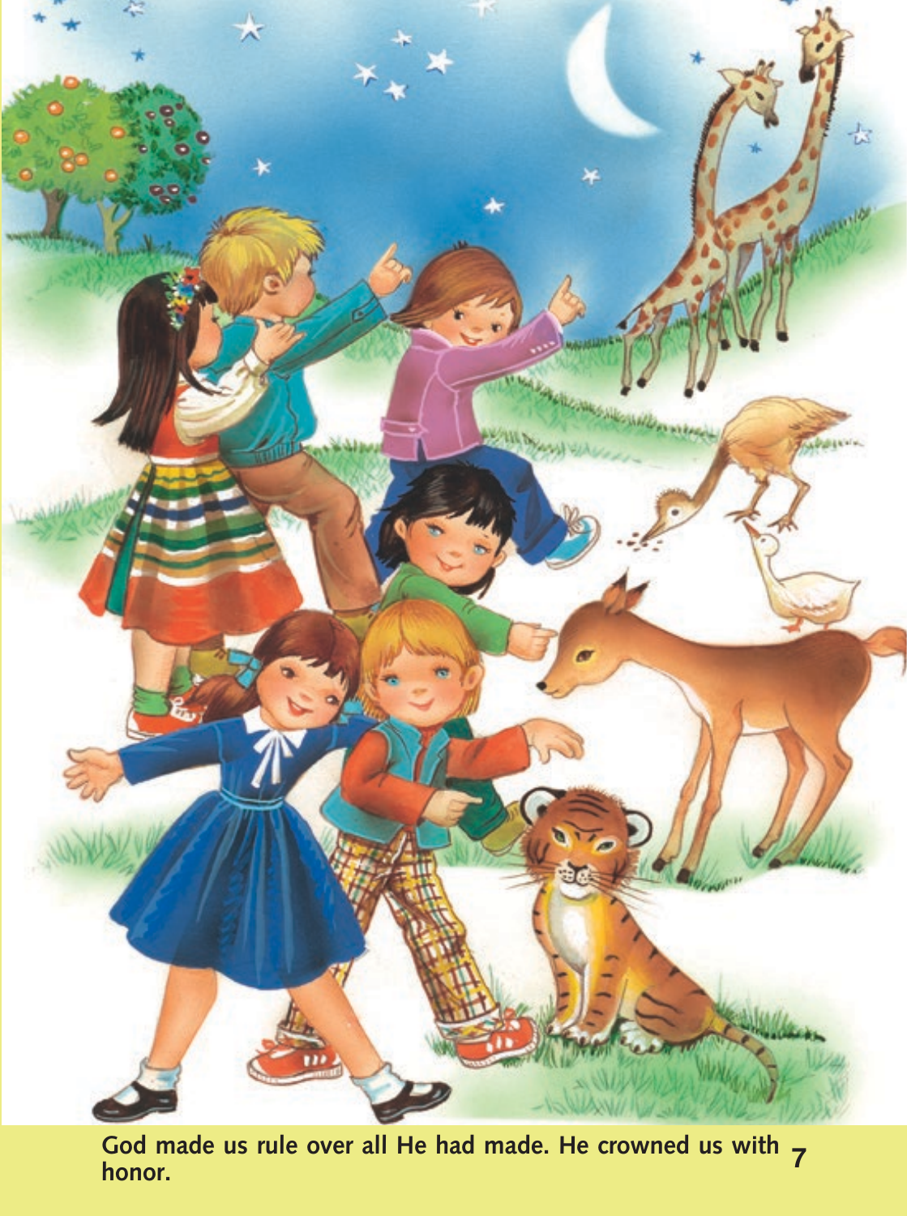God made us rule over all He had made. He crowned us with honor.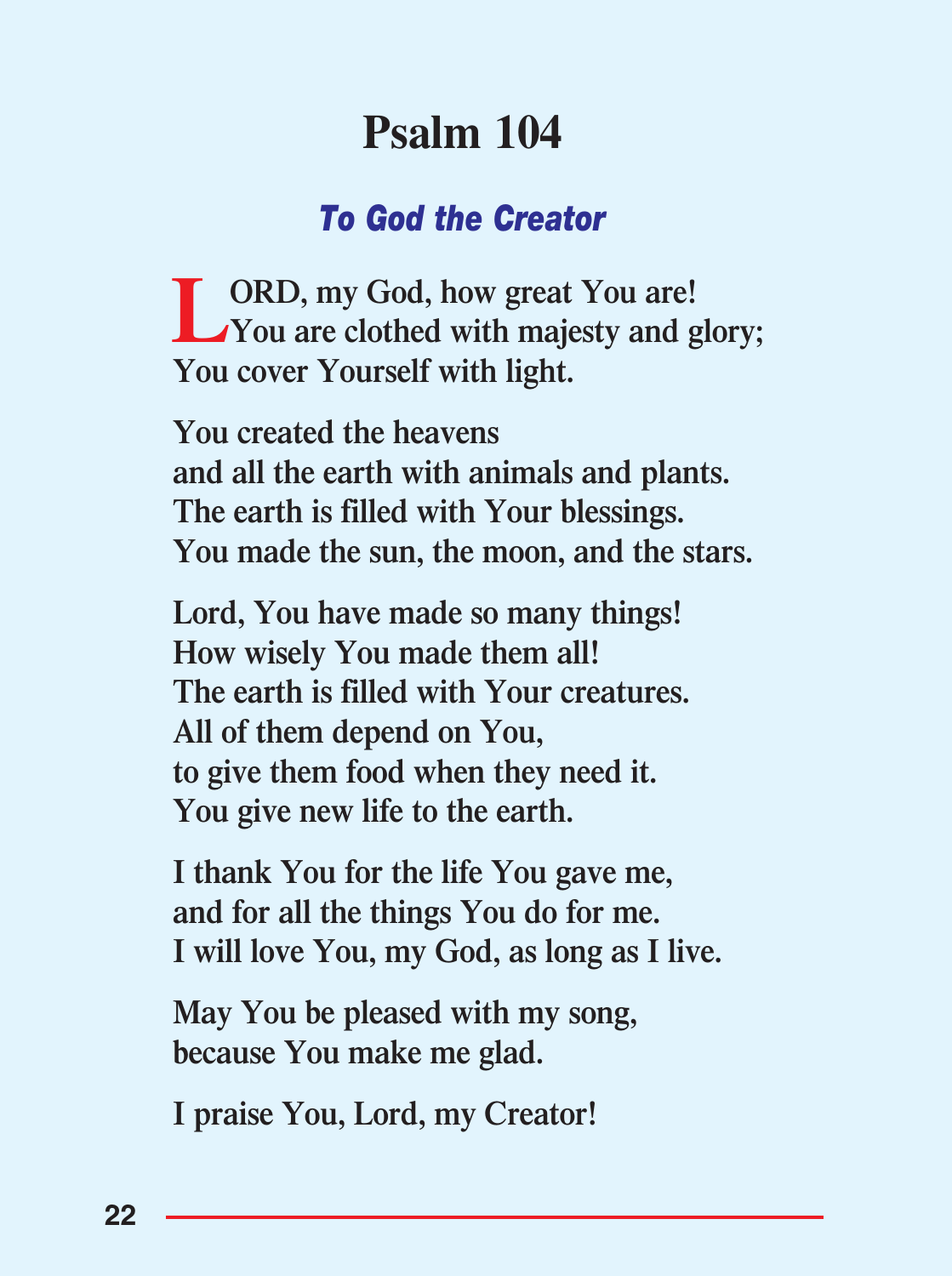# Psalm 104

### *To God the Creator*

LORD, my God, how great You are!
You are clothed with majesty and glory;
You cover Yourself with light.

You created the heavens
and all the earth with animals and plants.
The earth is filled with Your blessings.
You made the sun, the moon, and the stars.

Lord, You have made so many things!
How wisely You made them all!
The earth is filled with Your creatures.
All of them depend on You,
to give them food when they need it.
You give new life to the earth.

I thank You for the life You gave me,
and for all the things You do for me.
I will love You, my God, as long as I live.

May You be pleased with my song,
because You make me glad.

I praise You, Lord, my Creator!